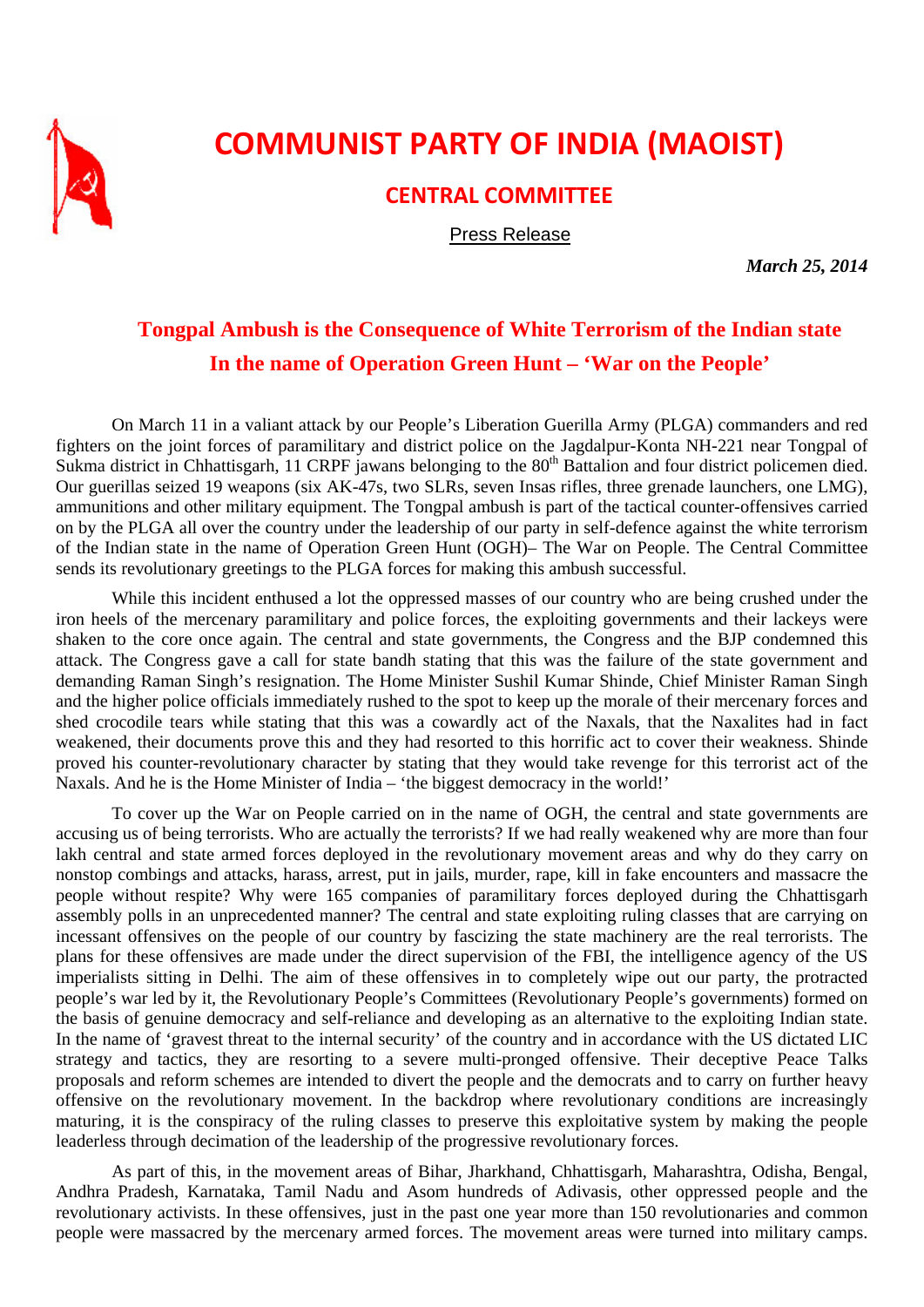# COMMUNIST PARTY OF INDIA (MAOIST)

## CENTRAL COMMITTEE

Press Release

***March 25, 2014***

### Tongpal Ambush is the Consequence of White Terrorism of the Indian state In the name of Operation Green Hunt – 'War on the People'

On March 11 in a valiant attack by our People's Liberation Guerilla Army (PLGA) commanders and red fighters on the joint forces of paramilitary and district police on the Jagdalpur-Konta NH-221 near Tongpal of Sukma district in Chhattisgarh, 11 CRPF jawans belonging to the 80th Battalion and four district policemen died. Our guerillas seized 19 weapons (six AK-47s, two SLRs, seven Insas rifles, three grenade launchers, one LMG), ammunitions and other military equipment. The Tongpal ambush is part of the tactical counter-offensives carried on by the PLGA all over the country under the leadership of our party in self-defence against the white terrorism of the Indian state in the name of Operation Green Hunt (OGH)– The War on People. The Central Committee sends its revolutionary greetings to the PLGA forces for making this ambush successful.

While this incident enthused a lot the oppressed masses of our country who are being crushed under the iron heels of the mercenary paramilitary and police forces, the exploiting governments and their lackeys were shaken to the core once again. The central and state governments, the Congress and the BJP condemned this attack. The Congress gave a call for state bandh stating that this was the failure of the state government and demanding Raman Singh's resignation. The Home Minister Sushil Kumar Shinde, Chief Minister Raman Singh and the higher police officials immediately rushed to the spot to keep up the morale of their mercenary forces and shed crocodile tears while stating that this was a cowardly act of the Naxals, that the Naxalites had in fact weakened, their documents prove this and they had resorted to this horrific act to cover their weakness. Shinde proved his counter-revolutionary character by stating that they would take revenge for this terrorist act of the Naxals. And he is the Home Minister of India – 'the biggest democracy in the world!'

To cover up the War on People carried on in the name of OGH, the central and state governments are accusing us of being terrorists. Who are actually the terrorists? If we had really weakened why are more than four lakh central and state armed forces deployed in the revolutionary movement areas and why do they carry on nonstop combings and attacks, harass, arrest, put in jails, murder, rape, kill in fake encounters and massacre the people without respite? Why were 165 companies of paramilitary forces deployed during the Chhattisgarh assembly polls in an unprecedented manner? The central and state exploiting ruling classes that are carrying on incessant offensives on the people of our country by fascizing the state machinery are the real terrorists. The plans for these offensives are made under the direct supervision of the FBI, the intelligence agency of the US imperialists sitting in Delhi. The aim of these offensives in to completely wipe out our party, the protracted people's war led by it, the Revolutionary People's Committees (Revolutionary People's governments) formed on the basis of genuine democracy and self-reliance and developing as an alternative to the exploiting Indian state. In the name of 'gravest threat to the internal security' of the country and in accordance with the US dictated LIC strategy and tactics, they are resorting to a severe multi-pronged offensive. Their deceptive Peace Talks proposals and reform schemes are intended to divert the people and the democrats and to carry on further heavy offensive on the revolutionary movement. In the backdrop where revolutionary conditions are increasingly maturing, it is the conspiracy of the ruling classes to preserve this exploitative system by making the people leaderless through decimation of the leadership of the progressive revolutionary forces.

As part of this, in the movement areas of Bihar, Jharkhand, Chhattisgarh, Maharashtra, Odisha, Bengal, Andhra Pradesh, Karnataka, Tamil Nadu and Asom hundreds of Adivasis, other oppressed people and the revolutionary activists. In these offensives, just in the past one year more than 150 revolutionaries and common people were massacred by the mercenary armed forces. The movement areas were turned into military camps.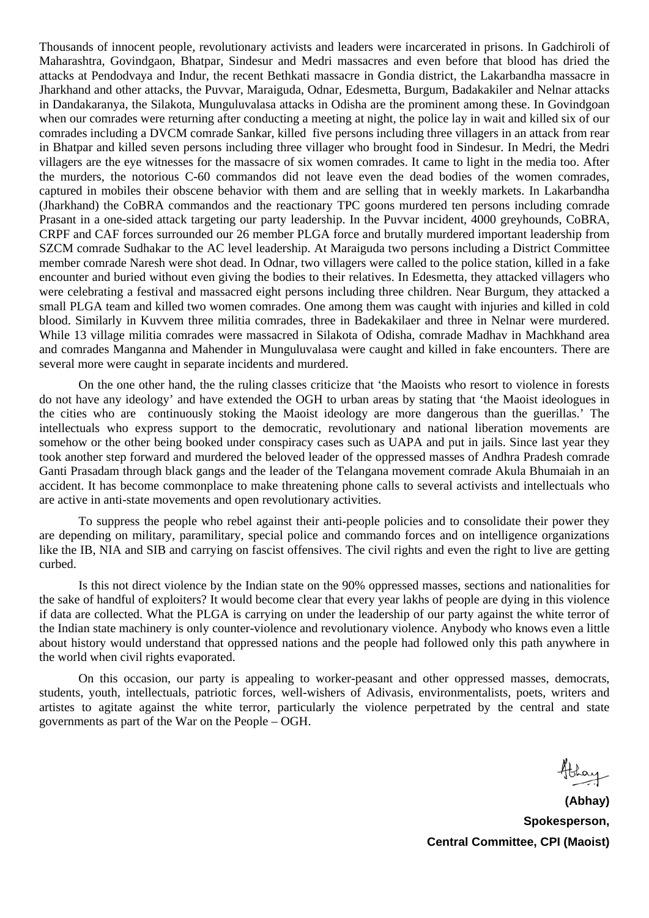Thousands of innocent people, revolutionary activists and leaders were incarcerated in prisons. In Gadchiroli of Maharashtra, Govindgaon, Bhatpar, Sindesur and Medri massacres and even before that blood has dried the attacks at Pendodvaya and Indur, the recent Bethkati massacre in Gondia district, the Lakarbandha massacre in Jharkhand and other attacks, the Puvvar, Maraiguda, Odnar, Edesmetta, Burgum, Badakakiler and Nelnar attacks in Dandakaranya, the Silakota, Munguluvalasa attacks in Odisha are the prominent among these. In Govindgoan when our comrades were returning after conducting a meeting at night, the police lay in wait and killed six of our comrades including a DVCM comrade Sankar, killed five persons including three villagers in an attack from rear in Bhatpar and killed seven persons including three villager who brought food in Sindesur. In Medri, the Medri villagers are the eye witnesses for the massacre of six women comrades. It came to light in the media too. After the murders, the notorious C-60 commandos did not leave even the dead bodies of the women comrades, captured in mobiles their obscene behavior with them and are selling that in weekly markets. In Lakarbandha (Jharkhand) the CoBRA commandos and the reactionary TPC goons murdered ten persons including comrade Prasant in a one-sided attack targeting our party leadership. In the Puvvar incident, 4000 greyhounds, CoBRA, CRPF and CAF forces surrounded our 26 member PLGA force and brutally murdered important leadership from SZCM comrade Sudhakar to the AC level leadership. At Maraiguda two persons including a District Committee member comrade Naresh were shot dead. In Odnar, two villagers were called to the police station, killed in a fake encounter and buried without even giving the bodies to their relatives. In Edesmetta, they attacked villagers who were celebrating a festival and massacred eight persons including three children. Near Burgum, they attacked a small PLGA team and killed two women comrades. One among them was caught with injuries and killed in cold blood. Similarly in Kuvvem three militia comrades, three in Badekakilaer and three in Nelnar were murdered. While 13 village militia comrades were massacred in Silakota of Odisha, comrade Madhav in Machkhand area and comrades Manganna and Mahender in Munguluvalasa were caught and killed in fake encounters. There are several more were caught in separate incidents and murdered.

On the one other hand, the the ruling classes criticize that 'the Maoists who resort to violence in forests do not have any ideology' and have extended the OGH to urban areas by stating that 'the Maoist ideologues in the cities who are continuously stoking the Maoist ideology are more dangerous than the guerillas.' The intellectuals who express support to the democratic, revolutionary and national liberation movements are somehow or the other being booked under conspiracy cases such as UAPA and put in jails. Since last year they took another step forward and murdered the beloved leader of the oppressed masses of Andhra Pradesh comrade Ganti Prasadam through black gangs and the leader of the Telangana movement comrade Akula Bhumaiah in an accident. It has become commonplace to make threatening phone calls to several activists and intellectuals who are active in anti-state movements and open revolutionary activities.

To suppress the people who rebel against their anti-people policies and to consolidate their power they are depending on military, paramilitary, special police and commando forces and on intelligence organizations like the IB, NIA and SIB and carrying on fascist offensives. The civil rights and even the right to live are getting curbed.

Is this not direct violence by the Indian state on the 90% oppressed masses, sections and nationalities for the sake of handful of exploiters? It would become clear that every year lakhs of people are dying in this violence if data are collected. What the PLGA is carrying on under the leadership of our party against the white terror of the Indian state machinery is only counter-violence and revolutionary violence. Anybody who knows even a little about history would understand that oppressed nations and the people had followed only this path anywhere in the world when civil rights evaporated.

On this occasion, our party is appealing to worker-peasant and other oppressed masses, democrats, students, youth, intellectuals, patriotic forces, well-wishers of Adivasis, environmentalists, poets, writers and artistes to agitate against the white terror, particularly the violence perpetrated by the central and state governments as part of the War on the People – OGH.

Abhay

**(Abhay)**
**Spokesperson,**
**Central Committee, CPI (Maoist)**